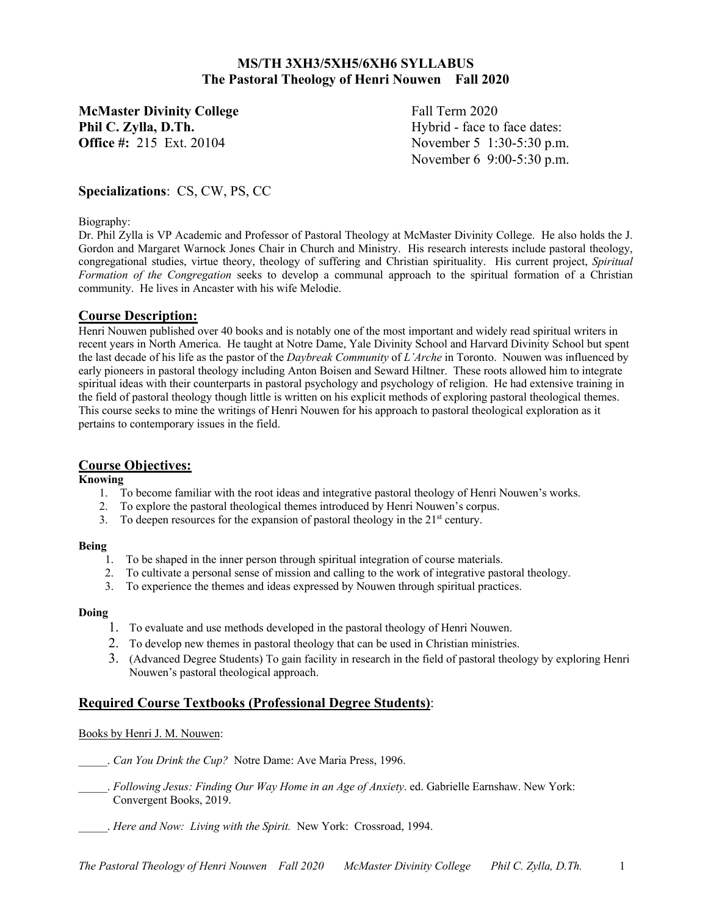# MS/TH 3XH3/5XH5/6XH6 SYLLABUS
## The Pastoral Theology of Henri Nouwen Fall 2020

**McMaster Divinity College**
**Phil C. Zylla, D.Th.**
**Office #:** 215 Ext. 20104

Fall Term 2020
Hybrid - face to face dates:
November 5 1:30-5:30 p.m.
November 6 9:00-5:30 p.m.

**Specializations**: CS, CW, PS, CC

Biography:
Dr. Phil Zylla is VP Academic and Professor of Pastoral Theology at McMaster Divinity College. He also holds the J. Gordon and Margaret Warnock Jones Chair in Church and Ministry. His research interests include pastoral theology, congregational studies, virtue theory, theology of suffering and Christian spirituality. His current project, *Spiritual Formation of the Congregation* seeks to develop a communal approach to the spiritual formation of a Christian community. He lives in Ancaster with his wife Melodie.

## Course Description:

Henri Nouwen published over 40 books and is notably one of the most important and widely read spiritual writers in recent years in North America. He taught at Notre Dame, Yale Divinity School and Harvard Divinity School but spent the last decade of his life as the pastor of the *Daybreak Community* of *L'Arche* in Toronto. Nouwen was influenced by early pioneers in pastoral theology including Anton Boisen and Seward Hiltner. These roots allowed him to integrate spiritual ideas with their counterparts in pastoral psychology and psychology of religion. He had extensive training in the field of pastoral theology though little is written on his explicit methods of exploring pastoral theological themes. This course seeks to mine the writings of Henri Nouwen for his approach to pastoral theological exploration as it pertains to contemporary issues in the field.

## Course Objectives:

**Knowing**

1. To become familiar with the root ideas and integrative pastoral theology of Henri Nouwen's works.
2. To explore the pastoral theological themes introduced by Henri Nouwen's corpus.
3. To deepen resources for the expansion of pastoral theology in the 21st century.

**Being**

1. To be shaped in the inner person through spiritual integration of course materials.
2. To cultivate a personal sense of mission and calling to the work of integrative pastoral theology.
3. To experience the themes and ideas expressed by Nouwen through spiritual practices.

**Doing**

1. To evaluate and use methods developed in the pastoral theology of Henri Nouwen.
2. To develop new themes in pastoral theology that can be used in Christian ministries.
3. (Advanced Degree Students) To gain facility in research in the field of pastoral theology by exploring Henri Nouwen's pastoral theological approach.

## Required Course Textbooks (Professional Degree Students):

Books by Henri J. M. Nouwen:

_____. *Can You Drink the Cup?* Notre Dame: Ave Maria Press, 1996.

_____. *Following Jesus: Finding Our Way Home in an Age of Anxiety*. ed. Gabrielle Earnshaw. New York: Convergent Books, 2019.

_____. *Here and Now: Living with the Spirit.* New York: Crossroad, 1994.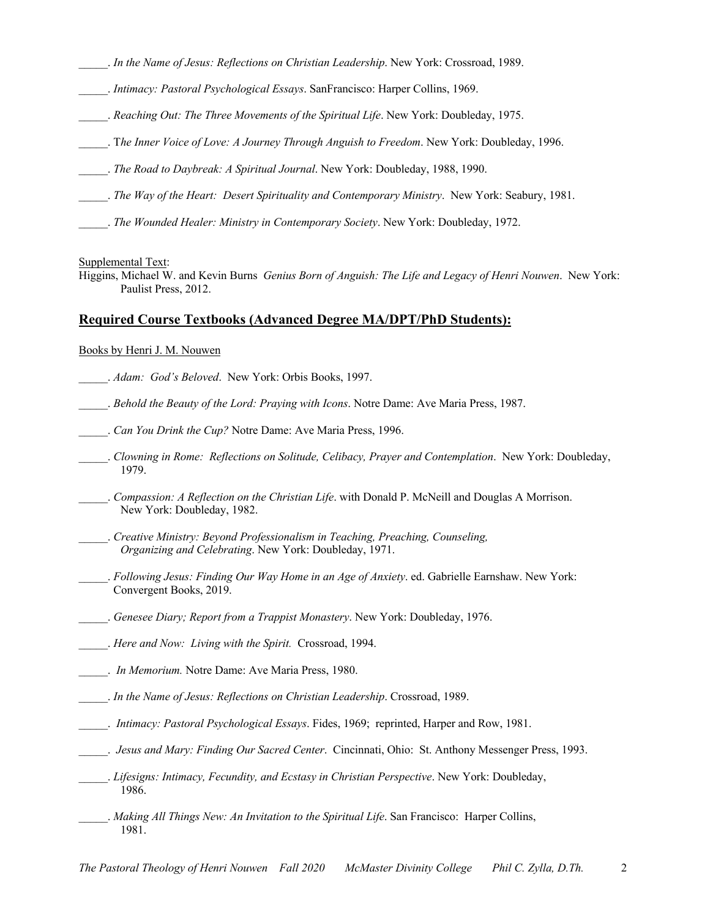_____. *In the Name of Jesus: Reflections on Christian Leadership*. New York: Crossroad, 1989.

_____. *Intimacy: Pastoral Psychological Essays*. SanFrancisco: Harper Collins, 1969.

_____. *Reaching Out: The Three Movements of the Spiritual Life*. New York: Doubleday, 1975.

_____. T*he Inner Voice of Love: A Journey Through Anguish to Freedom*. New York: Doubleday, 1996.

_____. *The Road to Daybreak: A Spiritual Journal*. New York: Doubleday, 1988, 1990.

_____. *The Way of the Heart: Desert Spirituality and Contemporary Ministry*. New York: Seabury, 1981.

_____. *The Wounded Healer: Ministry in Contemporary Society*. New York: Doubleday, 1972.

Supplemental Text:

Higgins, Michael W. and Kevin Burns *Genius Born of Anguish: The Life and Legacy of Henri Nouwen*. New York: Paulist Press, 2012.

## Required Course Textbooks (Advanced Degree MA/DPT/PhD Students):

Books by Henri J. M. Nouwen

_____. *Adam: God's Beloved*. New York: Orbis Books, 1997.

_____. *Behold the Beauty of the Lord: Praying with Icons*. Notre Dame: Ave Maria Press, 1987.

_____. *Can You Drink the Cup?* Notre Dame: Ave Maria Press, 1996.

_____. *Clowning in Rome: Reflections on Solitude, Celibacy, Prayer and Contemplation*. New York: Doubleday, 1979.

_____. *Compassion: A Reflection on the Christian Life*. with Donald P. McNeill and Douglas A Morrison. New York: Doubleday, 1982.

_____. *Creative Ministry: Beyond Professionalism in Teaching, Preaching, Counseling, Organizing and Celebrating*. New York: Doubleday, 1971.

_____. *Following Jesus: Finding Our Way Home in an Age of Anxiety*. ed. Gabrielle Earnshaw. New York: Convergent Books, 2019.

_____. *Genesee Diary; Report from a Trappist Monastery*. New York: Doubleday, 1976.

_____. *Here and Now: Living with the Spirit.* Crossroad, 1994.

_____. *In Memorium.* Notre Dame: Ave Maria Press, 1980.

_____. *In the Name of Jesus: Reflections on Christian Leadership*. Crossroad, 1989.

_____. *Intimacy: Pastoral Psychological Essays*. Fides, 1969; reprinted, Harper and Row, 1981.

_____. *Jesus and Mary: Finding Our Sacred Center*. Cincinnati, Ohio: St. Anthony Messenger Press, 1993.

_____. *Lifesigns: Intimacy, Fecundity, and Ecstasy in Christian Perspective*. New York: Doubleday, 1986.

_____. *Making All Things New: An Invitation to the Spiritual Life*. San Francisco: Harper Collins, 1981.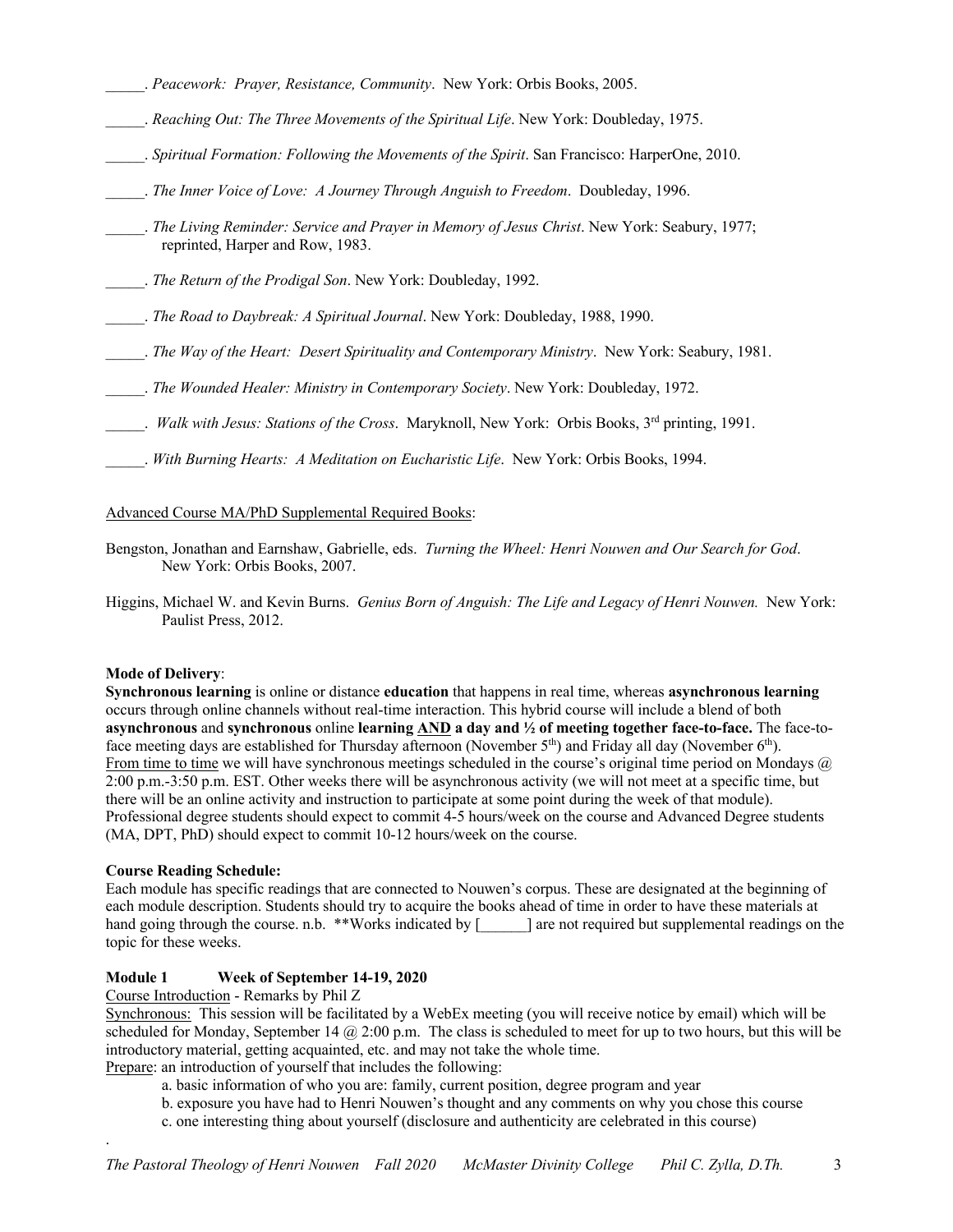_____. *Peacework: Prayer, Resistance, Community*. New York: Orbis Books, 2005.

_____. *Reaching Out: The Three Movements of the Spiritual Life*. New York: Doubleday, 1975.

_____. *Spiritual Formation: Following the Movements of the Spirit*. San Francisco: HarperOne, 2010.

_____. *The Inner Voice of Love: A Journey Through Anguish to Freedom*. Doubleday, 1996.

_____. *The Living Reminder: Service and Prayer in Memory of Jesus Christ*. New York: Seabury, 1977; reprinted, Harper and Row, 1983.

_____. *The Return of the Prodigal Son*. New York: Doubleday, 1992.

_____. *The Road to Daybreak: A Spiritual Journal*. New York: Doubleday, 1988, 1990.

_____. *The Way of the Heart: Desert Spirituality and Contemporary Ministry*. New York: Seabury, 1981.

_____. *The Wounded Healer: Ministry in Contemporary Society*. New York: Doubleday, 1972.

_____. *Walk with Jesus: Stations of the Cross*. Maryknoll, New York: Orbis Books, 3rd printing, 1991.

_____. *With Burning Hearts: A Meditation on Eucharistic Life*. New York: Orbis Books, 1994.

<u>Advanced Course MA/PhD Supplemental Required Books</u>:

Bengston, Jonathan and Earnshaw, Gabrielle, eds. *Turning the Wheel: Henri Nouwen and Our Search for God*. New York: Orbis Books, 2007.

Higgins, Michael W. and Kevin Burns. *Genius Born of Anguish: The Life and Legacy of Henri Nouwen.* New York: Paulist Press, 2012.

**Mode of Delivery**:

**Synchronous learning** is online or distance **education** that happens in real time, whereas **asynchronous learning** occurs through online channels without real-time interaction. This hybrid course will include a blend of both **asynchronous** and **synchronous** online **learning <u>AND</u> a day and ½ of meeting together face-to-face.** The face-to-face meeting days are established for Thursday afternoon (November 5th) and Friday all day (November 6th). <u>From time to time</u> we will have synchronous meetings scheduled in the course's original time period on Mondays @ 2:00 p.m.-3:50 p.m. EST. Other weeks there will be asynchronous activity (we will not meet at a specific time, but there will be an online activity and instruction to participate at some point during the week of that module). Professional degree students should expect to commit 4-5 hours/week on the course and Advanced Degree students (MA, DPT, PhD) should expect to commit 10-12 hours/week on the course.

**Course Reading Schedule:**

Each module has specific readings that are connected to Nouwen's corpus. These are designated at the beginning of each module description. Students should try to acquire the books ahead of time in order to have these materials at hand going through the course. n.b. **Works indicated by [______] are not required but supplemental readings on the topic for these weeks.

**Module 1 Week of September 14-19, 2020**

<u>Course Introduction</u> - Remarks by Phil Z

<u>Synchronous:</u> This session will be facilitated by a WebEx meeting (you will receive notice by email) which will be scheduled for Monday, September 14 @ 2:00 p.m. The class is scheduled to meet for up to two hours, but this will be introductory material, getting acquainted, etc. and may not take the whole time.

<u>Prepare</u>: an introduction of yourself that includes the following:

a. basic information of who you are: family, current position, degree program and year
b. exposure you have had to Henri Nouwen's thought and any comments on why you chose this course
c. one interesting thing about yourself (disclosure and authenticity are celebrated in this course)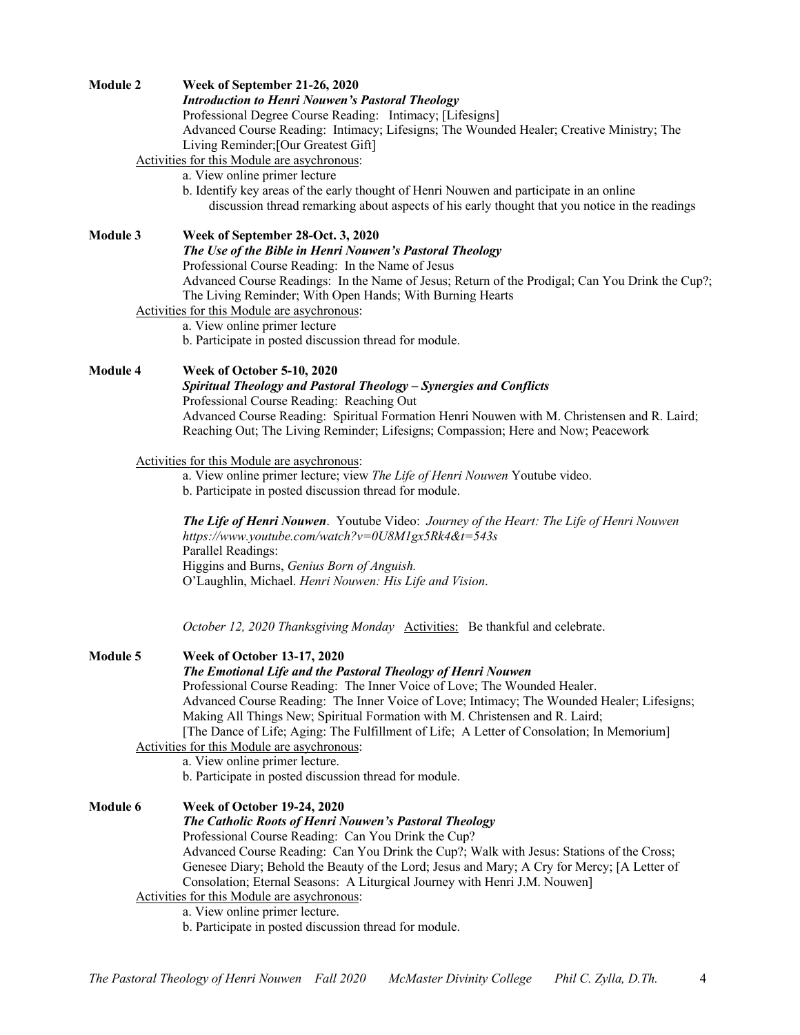**Module 2** **Week of September 21-26, 2020**

***Introduction to Henri Nouwen's Pastoral Theology***

Professional Degree Course Reading: Intimacy; [Lifesigns]

Advanced Course Reading: Intimacy; Lifesigns; The Wounded Healer; Creative Ministry; The Living Reminder;[Our Greatest Gift]

Activities for this Module are asychronous:

a. View online primer lecture

b. Identify key areas of the early thought of Henri Nouwen and participate in an online discussion thread remarking about aspects of his early thought that you notice in the readings

**Module 3** **Week of September 28-Oct. 3, 2020**

***The Use of the Bible in Henri Nouwen's Pastoral Theology***

Professional Course Reading: In the Name of Jesus

Advanced Course Readings: In the Name of Jesus; Return of the Prodigal; Can You Drink the Cup?; The Living Reminder; With Open Hands; With Burning Hearts

Activities for this Module are asychronous:

a. View online primer lecture

b. Participate in posted discussion thread for module.

**Module 4** **Week of October 5-10, 2020**

***Spiritual Theology and Pastoral Theology – Synergies and Conflicts***

Professional Course Reading: Reaching Out

Advanced Course Reading: Spiritual Formation Henri Nouwen with M. Christensen and R. Laird; Reaching Out; The Living Reminder; Lifesigns; Compassion; Here and Now; Peacework

Activities for this Module are asychronous:

a. View online primer lecture; view *The Life of Henri Nouwen* Youtube video.

b. Participate in posted discussion thread for module.

***The Life of Henri Nouwen***. Youtube Video: *Journey of the Heart: The Life of Henri Nouwen https://www.youtube.com/watch?v=0U8M1gx5Rk4&t=543s*

Parallel Readings:

Higgins and Burns, *Genius Born of Anguish.*

O'Laughlin, Michael. *Henri Nouwen: His Life and Vision*.

*October 12, 2020 Thanksgiving Monday* Activities: Be thankful and celebrate.

**Module 5** **Week of October 13-17, 2020**

***The Emotional Life and the Pastoral Theology of Henri Nouwen***

Professional Course Reading: The Inner Voice of Love; The Wounded Healer.

Advanced Course Reading: The Inner Voice of Love; Intimacy; The Wounded Healer; Lifesigns; Making All Things New; Spiritual Formation with M. Christensen and R. Laird; [The Dance of Life; Aging: The Fulfillment of Life; A Letter of Consolation; In Memorium]

Activities for this Module are asychronous:

a. View online primer lecture.

b. Participate in posted discussion thread for module.

**Module 6** **Week of October 19-24, 2020**

***The Catholic Roots of Henri Nouwen's Pastoral Theology***

Professional Course Reading: Can You Drink the Cup?

Advanced Course Reading: Can You Drink the Cup?; Walk with Jesus: Stations of the Cross; Genesee Diary; Behold the Beauty of the Lord; Jesus and Mary; A Cry for Mercy; [A Letter of Consolation; Eternal Seasons: A Liturgical Journey with Henri J.M. Nouwen]

Activities for this Module are asychronous:

a. View online primer lecture.

b. Participate in posted discussion thread for module.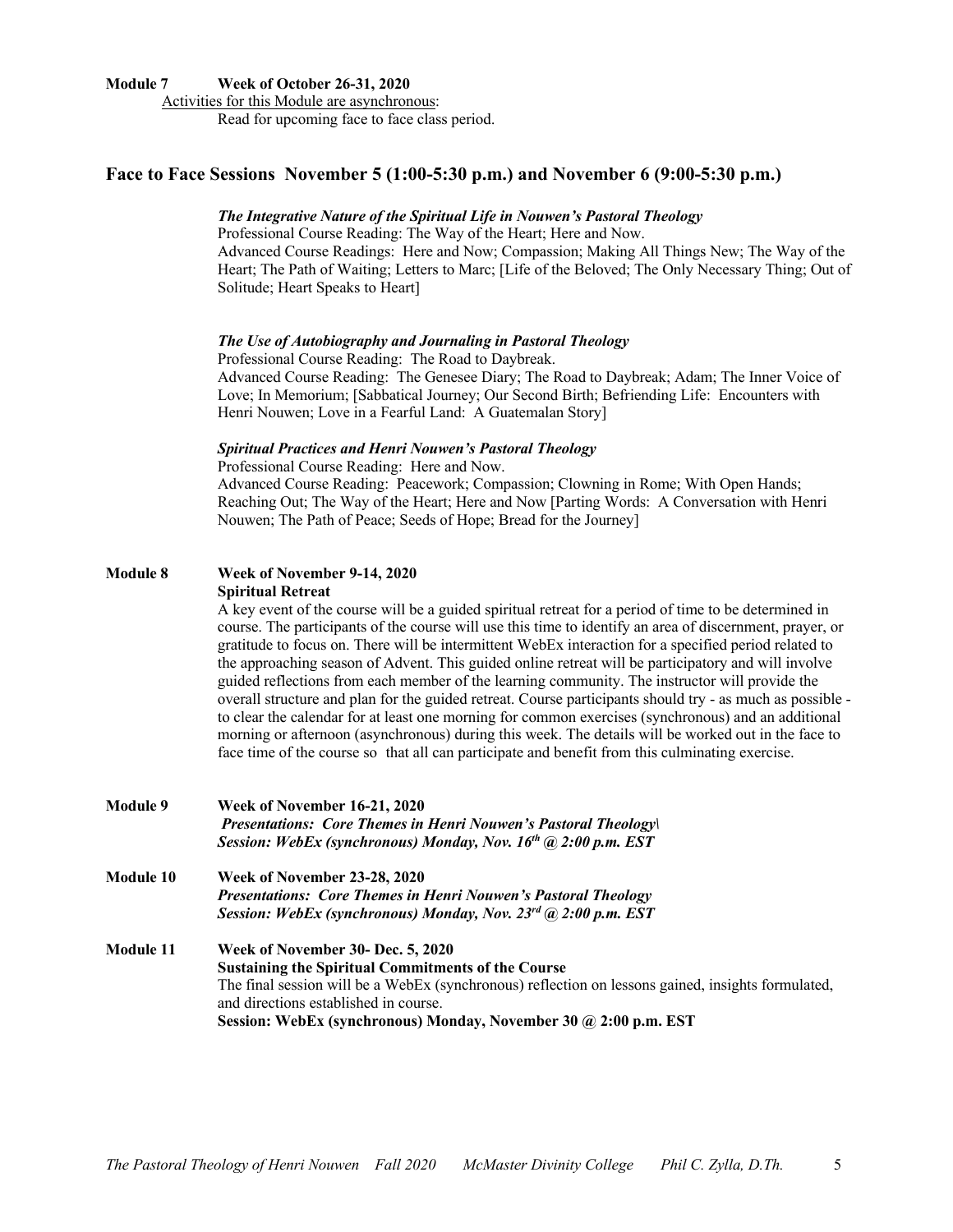**Module 7 Week of October 26-31, 2020**

Activities for this Module are asynchronous:

Read for upcoming face to face class period.

## Face to Face Sessions November 5 (1:00-5:30 p.m.) and November 6 (9:00-5:30 p.m.)

***The Integrative Nature of the Spiritual Life in Nouwen's Pastoral Theology***

Professional Course Reading: The Way of the Heart; Here and Now.

Advanced Course Readings: Here and Now; Compassion; Making All Things New; The Way of the Heart; The Path of Waiting; Letters to Marc; [Life of the Beloved; The Only Necessary Thing; Out of Solitude; Heart Speaks to Heart]

***The Use of Autobiography and Journaling in Pastoral Theology***

Professional Course Reading: The Road to Daybreak.

Advanced Course Reading: The Genesee Diary; The Road to Daybreak; Adam; The Inner Voice of Love; In Memorium; [Sabbatical Journey; Our Second Birth; Befriending Life: Encounters with Henri Nouwen; Love in a Fearful Land: A Guatemalan Story]

***Spiritual Practices and Henri Nouwen's Pastoral Theology***

Professional Course Reading: Here and Now.

Advanced Course Reading: Peacework; Compassion; Clowning in Rome; With Open Hands; Reaching Out; The Way of the Heart; Here and Now [Parting Words: A Conversation with Henri Nouwen; The Path of Peace; Seeds of Hope; Bread for the Journey]

**Module 8 Week of November 9-14, 2020**

**Spiritual Retreat**

A key event of the course will be a guided spiritual retreat for a period of time to be determined in course. The participants of the course will use this time to identify an area of discernment, prayer, or gratitude to focus on. There will be intermittent WebEx interaction for a specified period related to the approaching season of Advent. This guided online retreat will be participatory and will involve guided reflections from each member of the learning community. The instructor will provide the overall structure and plan for the guided retreat. Course participants should try - as much as possible - to clear the calendar for at least one morning for common exercises (synchronous) and an additional morning or afternoon (asynchronous) during this week. The details will be worked out in the face to face time of the course so that all can participate and benefit from this culminating exercise.

**Module 9 Week of November 16-21, 2020**

***Presentations: Core Themes in Henri Nouwen's Pastoral Theology\***

***Session: WebEx (synchronous) Monday, Nov. 16th @ 2:00 p.m. EST***

**Module 10 Week of November 23-28, 2020**

***Presentations: Core Themes in Henri Nouwen's Pastoral Theology***

***Session: WebEx (synchronous) Monday, Nov. 23rd @ 2:00 p.m. EST***

**Module 11 Week of November 30- Dec. 5, 2020**

**Sustaining the Spiritual Commitments of the Course**

The final session will be a WebEx (synchronous) reflection on lessons gained, insights formulated, and directions established in course.

**Session: WebEx (synchronous) Monday, November 30 @ 2:00 p.m. EST**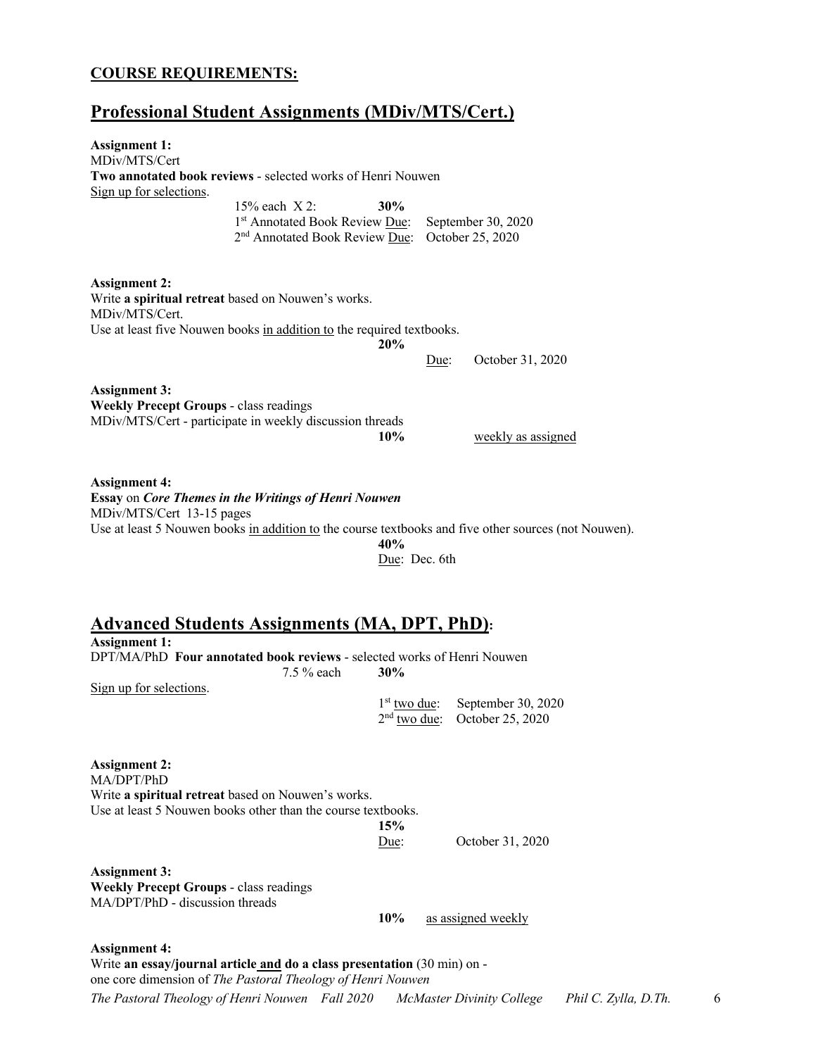**COURSE REQUIREMENTS:**

## Professional Student Assignments (MDiv/MTS/Cert.)

**Assignment 1:**
MDiv/MTS/Cert
**Two annotated book reviews** - selected works of Henri Nouwen
Sign up for selections.

15% each X 2: **30%**
1st Annotated Book Review Due: September 30, 2020
2nd Annotated Book Review Due: October 25, 2020

**Assignment 2:**
Write **a spiritual retreat** based on Nouwen's works.
MDiv/MTS/Cert.
Use at least five Nouwen books in addition to the required textbooks.

**20%**
Due: October 31, 2020

**Assignment 3:**
**Weekly Precept Groups** - class readings
MDiv/MTS/Cert - participate in weekly discussion threads

**10%** weekly as assigned

**Assignment 4:**
**Essay** on ***Core Themes in the Writings of Henri Nouwen***
MDiv/MTS/Cert 13-15 pages
Use at least 5 Nouwen books in addition to the course textbooks and five other sources (not Nouwen).

**40%**
Due: Dec. 6th

## Advanced Students Assignments (MA, DPT, PhD):

**Assignment 1:**
DPT/MA/PhD **Four annotated book reviews** - selected works of Henri Nouwen
7.5 % each **30%**
Sign up for selections.

1st two due: September 30, 2020
2nd two due: October 25, 2020

**Assignment 2:**
MA/DPT/PhD
Write **a spiritual retreat** based on Nouwen's works.
Use at least 5 Nouwen books other than the course textbooks.

**15%**
Due: October 31, 2020

**Assignment 3:**
**Weekly Precept Groups** - class readings
MA/DPT/PhD - discussion threads

**10%** as assigned weekly

**Assignment 4:**
Write **an essay/journal article and do a class presentation** (30 min) on -
one core dimension of *The Pastoral Theology of Henri Nouwen*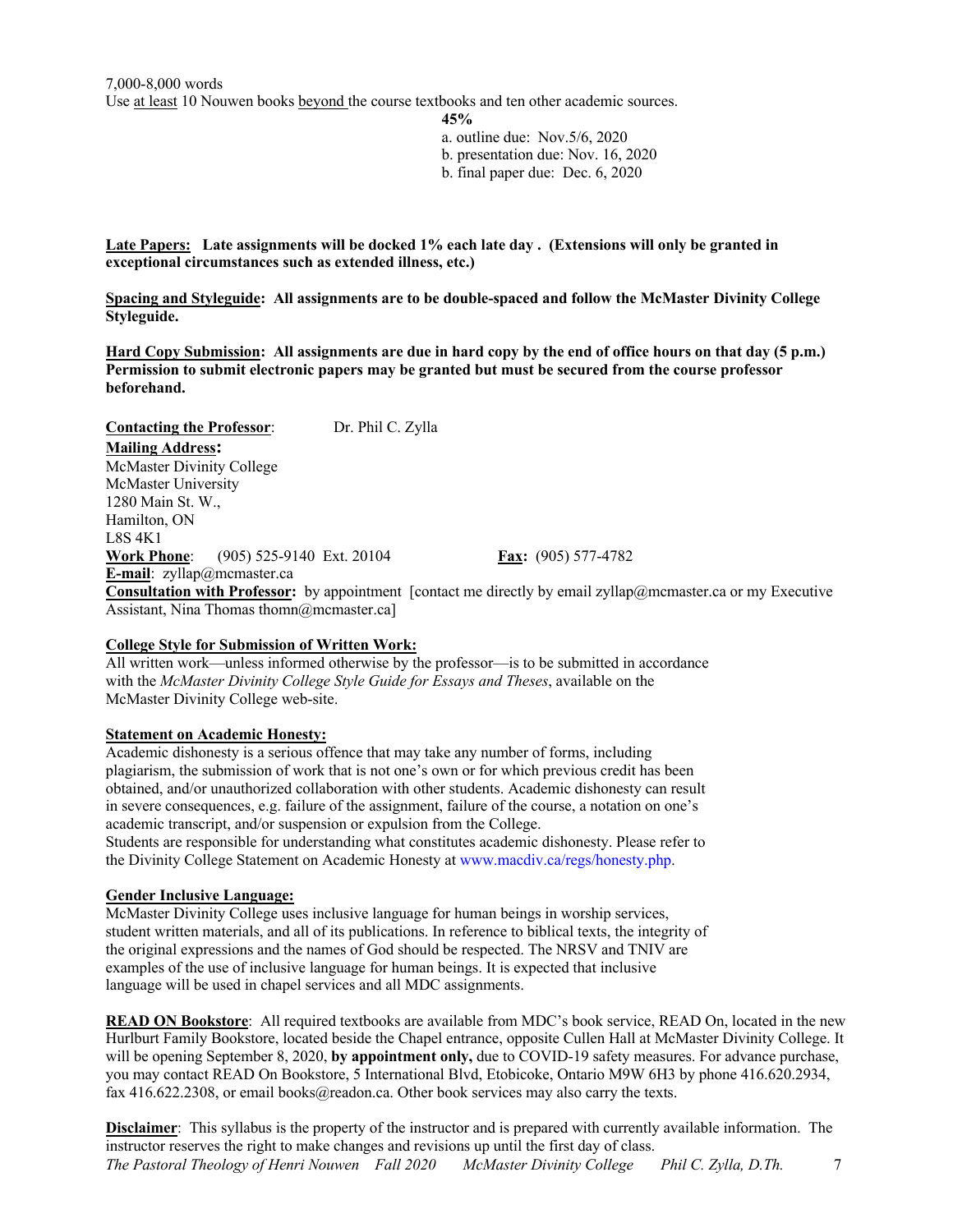7,000-8,000 words
Use at least 10 Nouwen books beyond the course textbooks and ten other academic sources.

**45%**

a. outline due: Nov.5/6, 2020
b. presentation due: Nov. 16, 2020
b. final paper due: Dec. 6, 2020

**Late Papers: Late assignments will be docked 1% each late day . (Extensions will only be granted in exceptional circumstances such as extended illness, etc.)**

**Spacing and Styleguide: All assignments are to be double-spaced and follow the McMaster Divinity College Styleguide.**

**Hard Copy Submission: All assignments are due in hard copy by the end of office hours on that day (5 p.m.) Permission to submit electronic papers may be granted but must be secured from the course professor beforehand.**

**Contacting the Professor**: Dr. Phil C. Zylla

**Mailing Address:**
McMaster Divinity College
McMaster University
1280 Main St. W.,
Hamilton, ON
L8S 4K1

**Work Phone**: (905) 525-9140 Ext. 20104 **Fax:** (905) 577-4782

**E-mail**: zyllap@mcmaster.ca

**Consultation with Professor:** by appointment [contact me directly by email zyllap@mcmaster.ca or my Executive Assistant, Nina Thomas thomn@mcmaster.ca]

**College Style for Submission of Written Work:**
All written work—unless informed otherwise by the professor—is to be submitted in accordance with the *McMaster Divinity College Style Guide for Essays and Theses*, available on the McMaster Divinity College web-site.

**Statement on Academic Honesty:**
Academic dishonesty is a serious offence that may take any number of forms, including plagiarism, the submission of work that is not one's own or for which previous credit has been obtained, and/or unauthorized collaboration with other students. Academic dishonesty can result in severe consequences, e.g. failure of the assignment, failure of the course, a notation on one's academic transcript, and/or suspension or expulsion from the College.
Students are responsible for understanding what constitutes academic dishonesty. Please refer to the Divinity College Statement on Academic Honesty at www.macdiv.ca/regs/honesty.php.

**Gender Inclusive Language:**
McMaster Divinity College uses inclusive language for human beings in worship services, student written materials, and all of its publications. In reference to biblical texts, the integrity of the original expressions and the names of God should be respected. The NRSV and TNIV are examples of the use of inclusive language for human beings. It is expected that inclusive language will be used in chapel services and all MDC assignments.

**READ ON Bookstore**: All required textbooks are available from MDC's book service, READ On, located in the new Hurlburt Family Bookstore, located beside the Chapel entrance, opposite Cullen Hall at McMaster Divinity College. It will be opening September 8, 2020, **by appointment only,** due to COVID-19 safety measures. For advance purchase, you may contact READ On Bookstore, 5 International Blvd, Etobicoke, Ontario M9W 6H3 by phone 416.620.2934, fax 416.622.2308, or email books@readon.ca. Other book services may also carry the texts.

**Disclaimer**: This syllabus is the property of the instructor and is prepared with currently available information. The instructor reserves the right to make changes and revisions up until the first day of class.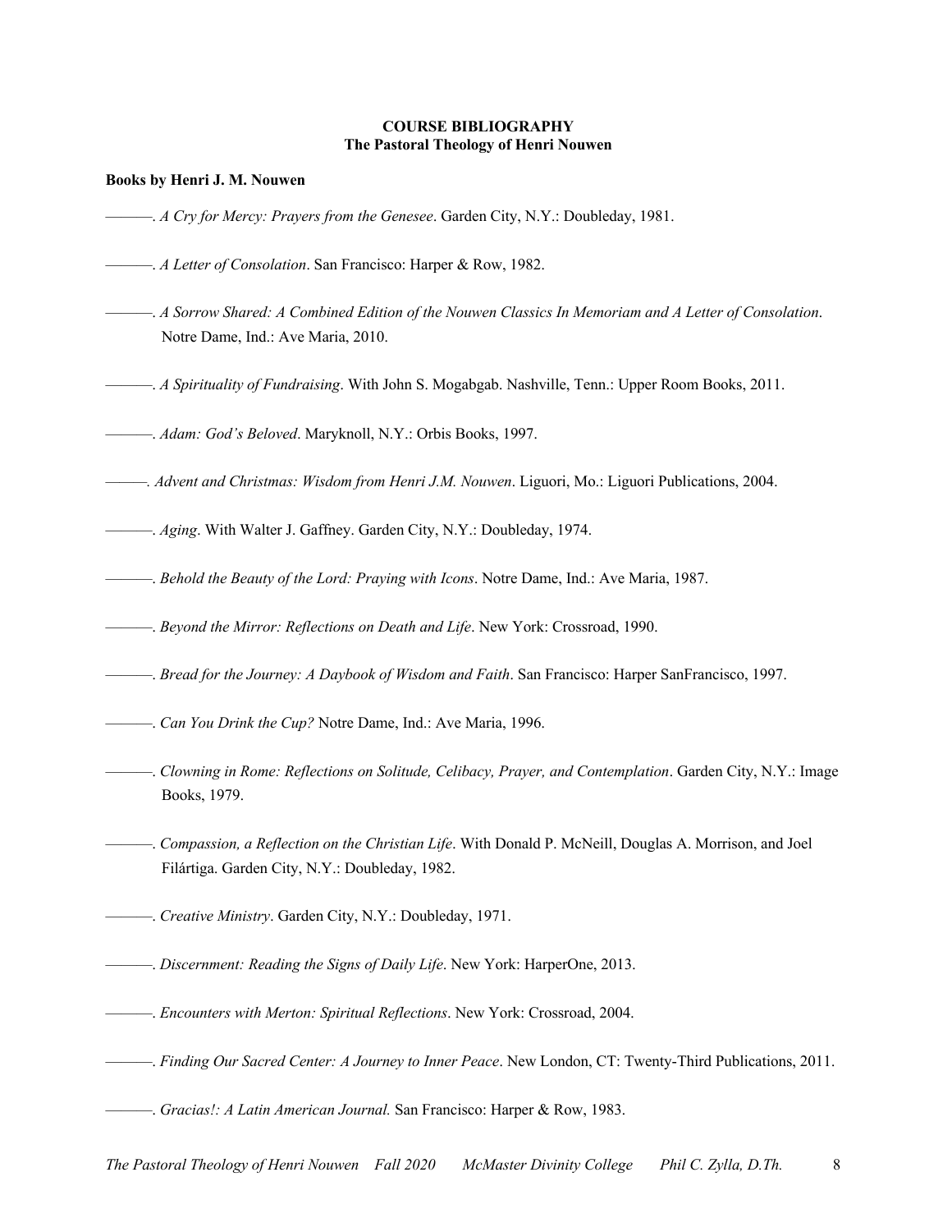**COURSE BIBLIOGRAPHY**
**The Pastoral Theology of Henri Nouwen**

**Books by Henri J. M. Nouwen**

———. *A Cry for Mercy: Prayers from the Genesee*. Garden City, N.Y.: Doubleday, 1981.

———. *A Letter of Consolation*. San Francisco: Harper & Row, 1982.

———. *A Sorrow Shared: A Combined Edition of the Nouwen Classics In Memoriam and A Letter of Consolation*. Notre Dame, Ind.: Ave Maria, 2010.

———. *A Spirituality of Fundraising*. With John S. Mogabgab. Nashville, Tenn.: Upper Room Books, 2011.

———. *Adam: God's Beloved*. Maryknoll, N.Y.: Orbis Books, 1997.

———. *Advent and Christmas: Wisdom from Henri J.M. Nouwen*. Liguori, Mo.: Liguori Publications, 2004.

———. *Aging*. With Walter J. Gaffney. Garden City, N.Y.: Doubleday, 1974.

———. *Behold the Beauty of the Lord: Praying with Icons*. Notre Dame, Ind.: Ave Maria, 1987.

———. *Beyond the Mirror: Reflections on Death and Life*. New York: Crossroad, 1990.

———. *Bread for the Journey: A Daybook of Wisdom and Faith*. San Francisco: Harper SanFrancisco, 1997.

———. *Can You Drink the Cup?* Notre Dame, Ind.: Ave Maria, 1996.

———. *Clowning in Rome: Reflections on Solitude, Celibacy, Prayer, and Contemplation*. Garden City, N.Y.: Image Books, 1979.

———. *Compassion, a Reflection on the Christian Life*. With Donald P. McNeill, Douglas A. Morrison, and Joel Filártiga. Garden City, N.Y.: Doubleday, 1982.

———. *Creative Ministry*. Garden City, N.Y.: Doubleday, 1971.

———. *Discernment: Reading the Signs of Daily Life*. New York: HarperOne, 2013.

———. *Encounters with Merton: Spiritual Reflections*. New York: Crossroad, 2004.

———. *Finding Our Sacred Center: A Journey to Inner Peace*. New London, CT: Twenty-Third Publications, 2011.

———. *Gracias!: A Latin American Journal.* San Francisco: Harper & Row, 1983.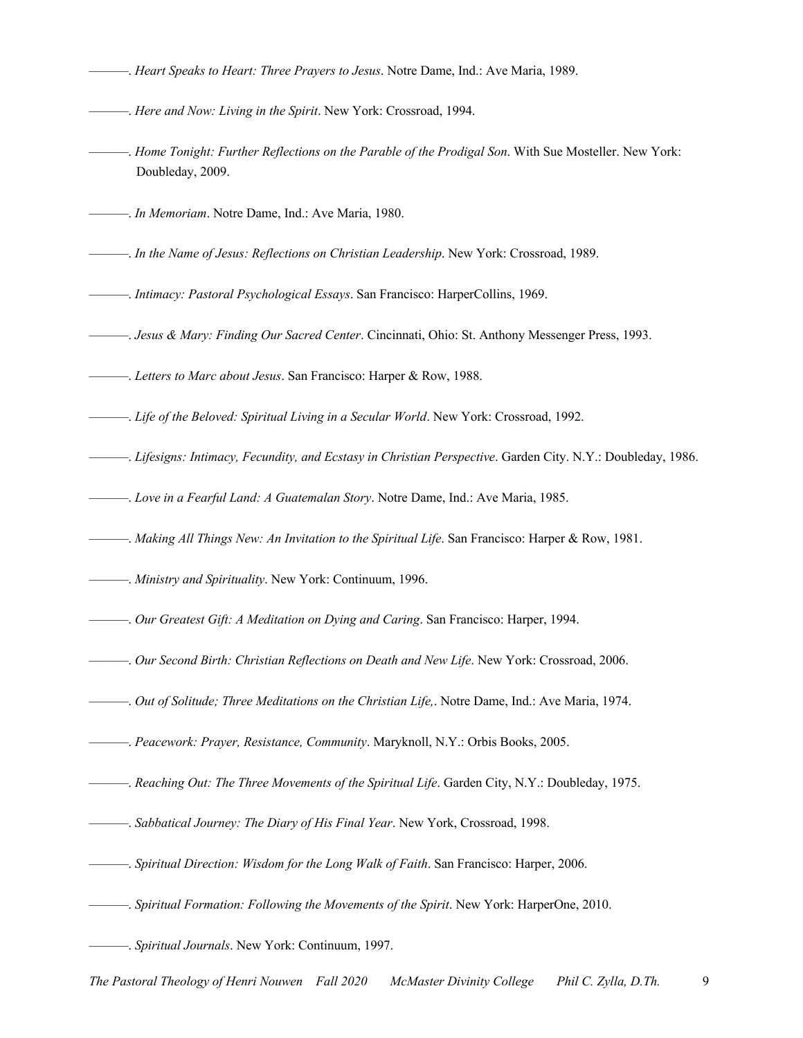———. *Heart Speaks to Heart: Three Prayers to Jesus*. Notre Dame, Ind.: Ave Maria, 1989.

———. *Here and Now: Living in the Spirit*. New York: Crossroad, 1994.

———. *Home Tonight: Further Reflections on the Parable of the Prodigal Son*. With Sue Mosteller. New York: Doubleday, 2009.

———. *In Memoriam*. Notre Dame, Ind.: Ave Maria, 1980.

———. *In the Name of Jesus: Reflections on Christian Leadership*. New York: Crossroad, 1989.

———. *Intimacy: Pastoral Psychological Essays*. San Francisco: HarperCollins, 1969.

———. *Jesus & Mary: Finding Our Sacred Center*. Cincinnati, Ohio: St. Anthony Messenger Press, 1993.

———. *Letters to Marc about Jesus*. San Francisco: Harper & Row, 1988.

———. *Life of the Beloved: Spiritual Living in a Secular World*. New York: Crossroad, 1992.

———. *Lifesigns: Intimacy, Fecundity, and Ecstasy in Christian Perspective*. Garden City. N.Y.: Doubleday, 1986.

———. *Love in a Fearful Land: A Guatemalan Story*. Notre Dame, Ind.: Ave Maria, 1985.

———. *Making All Things New: An Invitation to the Spiritual Life*. San Francisco: Harper & Row, 1981.

———. *Ministry and Spirituality*. New York: Continuum, 1996.

———. *Our Greatest Gift: A Meditation on Dying and Caring*. San Francisco: Harper, 1994.

———. *Our Second Birth: Christian Reflections on Death and New Life*. New York: Crossroad, 2006.

———. *Out of Solitude; Three Meditations on the Christian Life,*. Notre Dame, Ind.: Ave Maria, 1974.

———. *Peacework: Prayer, Resistance, Community*. Maryknoll, N.Y.: Orbis Books, 2005.

———. *Reaching Out: The Three Movements of the Spiritual Life*. Garden City, N.Y.: Doubleday, 1975.

———. *Sabbatical Journey: The Diary of His Final Year*. New York, Crossroad, 1998.

———. *Spiritual Direction: Wisdom for the Long Walk of Faith*. San Francisco: Harper, 2006.

———. *Spiritual Formation: Following the Movements of the Spirit*. New York: HarperOne, 2010.

———. *Spiritual Journals*. New York: Continuum, 1997.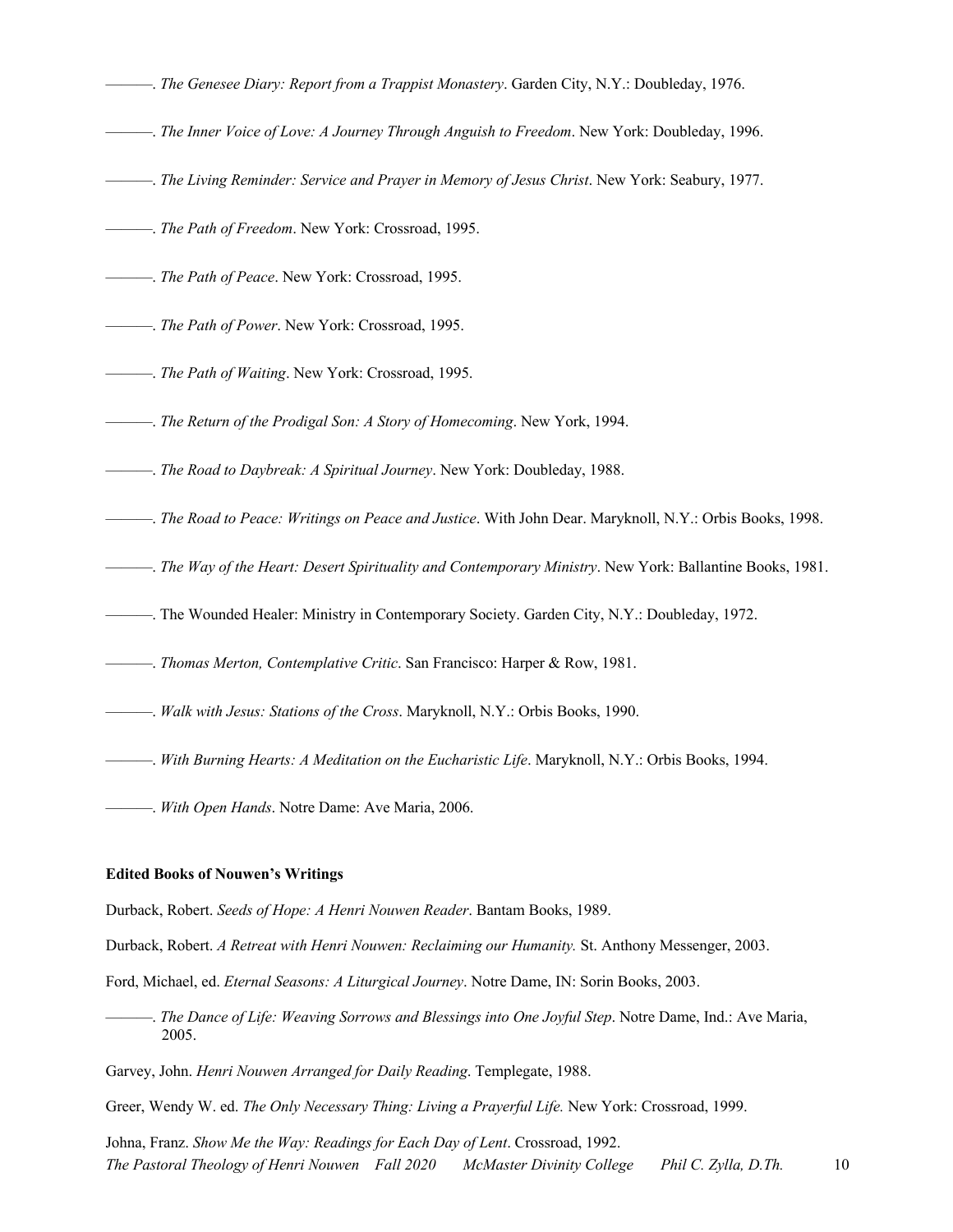———. *The Genesee Diary: Report from a Trappist Monastery*. Garden City, N.Y.: Doubleday, 1976.

———. *The Inner Voice of Love: A Journey Through Anguish to Freedom*. New York: Doubleday, 1996.

———. *The Living Reminder: Service and Prayer in Memory of Jesus Christ*. New York: Seabury, 1977.

———. *The Path of Freedom*. New York: Crossroad, 1995.

———. *The Path of Peace*. New York: Crossroad, 1995.

———. *The Path of Power*. New York: Crossroad, 1995.

———. *The Path of Waiting*. New York: Crossroad, 1995.

———. *The Return of the Prodigal Son: A Story of Homecoming*. New York, 1994.

———. *The Road to Daybreak: A Spiritual Journey*. New York: Doubleday, 1988.

———. *The Road to Peace: Writings on Peace and Justice*. With John Dear. Maryknoll, N.Y.: Orbis Books, 1998.

———. *The Way of the Heart: Desert Spirituality and Contemporary Ministry*. New York: Ballantine Books, 1981.

———. The Wounded Healer: Ministry in Contemporary Society. Garden City, N.Y.: Doubleday, 1972.

———. *Thomas Merton, Contemplative Critic*. San Francisco: Harper & Row, 1981.

———. *Walk with Jesus: Stations of the Cross*. Maryknoll, N.Y.: Orbis Books, 1990.

———. *With Burning Hearts: A Meditation on the Eucharistic Life*. Maryknoll, N.Y.: Orbis Books, 1994.

———. *With Open Hands*. Notre Dame: Ave Maria, 2006.

**Edited Books of Nouwen's Writings**

Durback, Robert. *Seeds of Hope: A Henri Nouwen Reader*. Bantam Books, 1989.

Durback, Robert. *A Retreat with Henri Nouwen: Reclaiming our Humanity.* St. Anthony Messenger, 2003.

Ford, Michael, ed. *Eternal Seasons: A Liturgical Journey*. Notre Dame, IN: Sorin Books, 2003.

———. *The Dance of Life: Weaving Sorrows and Blessings into One Joyful Step*. Notre Dame, Ind.: Ave Maria, 2005.

Garvey, John. *Henri Nouwen Arranged for Daily Reading*. Templegate, 1988.

Greer, Wendy W. ed. *The Only Necessary Thing: Living a Prayerful Life.* New York: Crossroad, 1999.

Johna, Franz. *Show Me the Way: Readings for Each Day of Lent*. Crossroad, 1992.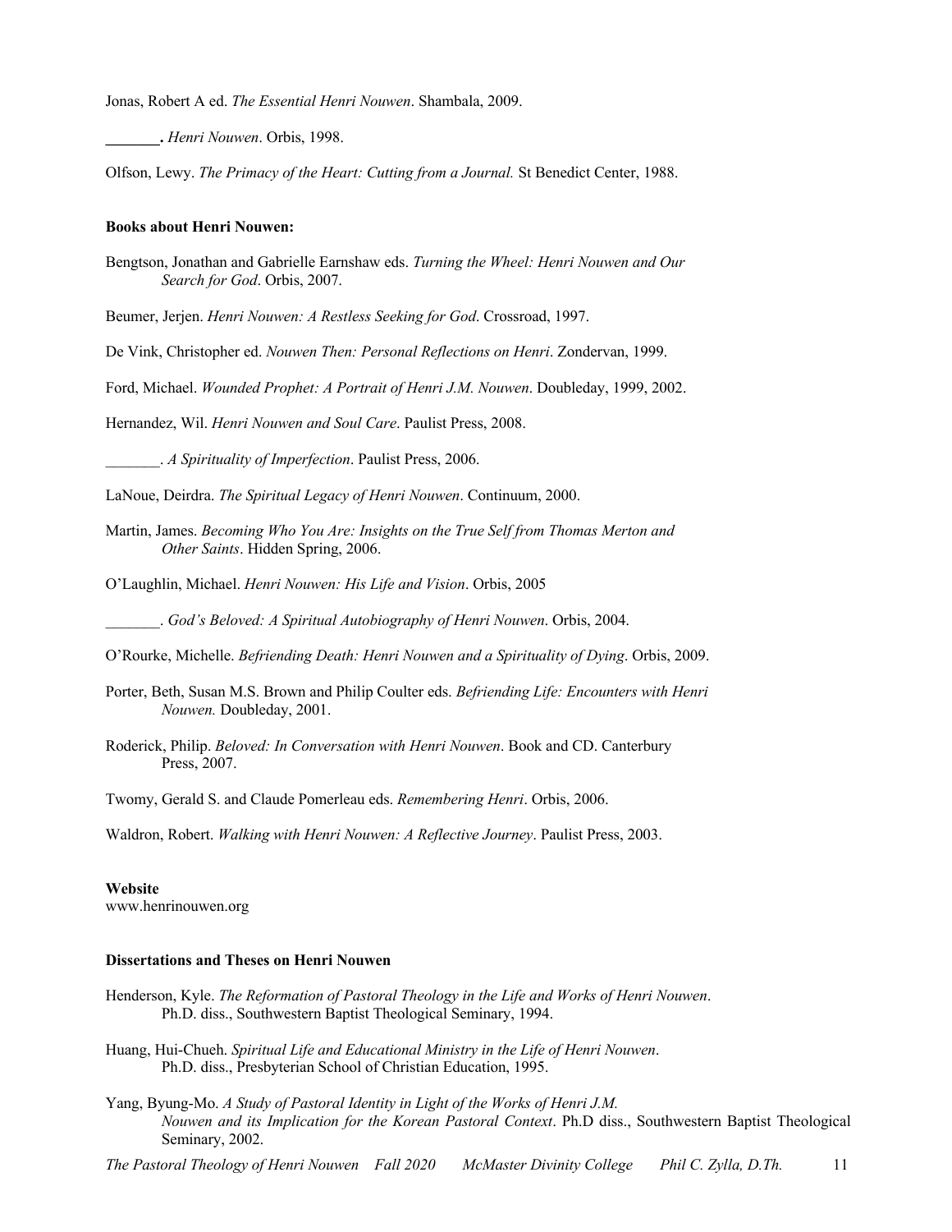Jonas, Robert A ed. *The Essential Henri Nouwen*. Shambala, 2009.

**_______.** *Henri Nouwen*. Orbis, 1998.

Olfson, Lewy. *The Primacy of the Heart: Cutting from a Journal.* St Benedict Center, 1988.

**Books about Henri Nouwen:**

Bengtson, Jonathan and Gabrielle Earnshaw eds. *Turning the Wheel: Henri Nouwen and Our Search for God*. Orbis, 2007.

Beumer, Jerjen. *Henri Nouwen: A Restless Seeking for God*. Crossroad, 1997.

De Vink, Christopher ed. *Nouwen Then: Personal Reflections on Henri*. Zondervan, 1999.

Ford, Michael. *Wounded Prophet: A Portrait of Henri J.M. Nouwen*. Doubleday, 1999, 2002.

Hernandez, Wil. *Henri Nouwen and Soul Care*. Paulist Press, 2008.

_______. *A Spirituality of Imperfection*. Paulist Press, 2006.

LaNoue, Deirdra. *The Spiritual Legacy of Henri Nouwen*. Continuum, 2000.

Martin, James. *Becoming Who You Are: Insights on the True Self from Thomas Merton and Other Saints*. Hidden Spring, 2006.

O'Laughlin, Michael. *Henri Nouwen: His Life and Vision*. Orbis, 2005

_______. *God's Beloved: A Spiritual Autobiography of Henri Nouwen*. Orbis, 2004.

O'Rourke, Michelle. *Befriending Death: Henri Nouwen and a Spirituality of Dying*. Orbis, 2009.

Porter, Beth, Susan M.S. Brown and Philip Coulter eds. *Befriending Life: Encounters with Henri Nouwen.* Doubleday, 2001.

Roderick, Philip. *Beloved: In Conversation with Henri Nouwen*. Book and CD. Canterbury Press, 2007.

Twomy, Gerald S. and Claude Pomerleau eds. *Remembering Henri*. Orbis, 2006.

Waldron, Robert. *Walking with Henri Nouwen: A Reflective Journey*. Paulist Press, 2003.

**Website**
www.henrinouwen.org

**Dissertations and Theses on Henri Nouwen**

Henderson, Kyle. *The Reformation of Pastoral Theology in the Life and Works of Henri Nouwen*. Ph.D. diss., Southwestern Baptist Theological Seminary, 1994.

Huang, Hui-Chueh. *Spiritual Life and Educational Ministry in the Life of Henri Nouwen*. Ph.D. diss., Presbyterian School of Christian Education, 1995.

Yang, Byung-Mo. *A Study of Pastoral Identity in Light of the Works of Henri J.M. Nouwen and its Implication for the Korean Pastoral Context*. Ph.D diss., Southwestern Baptist Theological Seminary, 2002.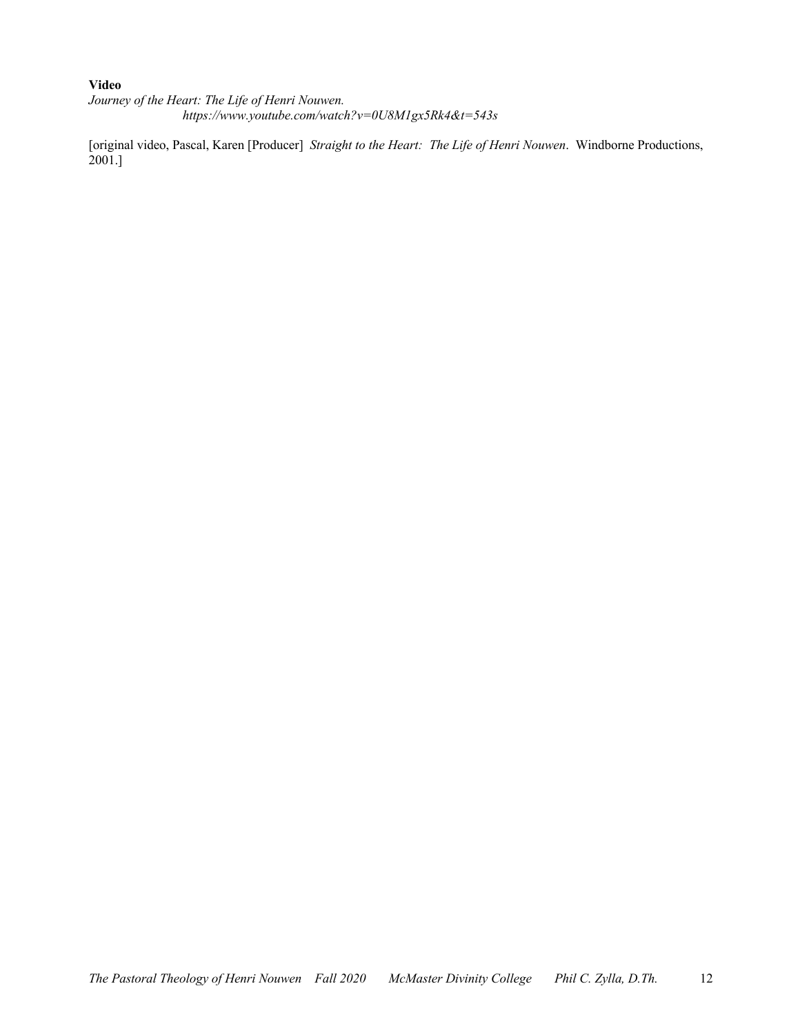**Video**

*Journey of the Heart: The Life of Henri Nouwen.*
*https://www.youtube.com/watch?v=0U8M1gx5Rk4&t=543s*

[original video, Pascal, Karen [Producer] *Straight to the Heart: The Life of Henri Nouwen*. Windborne Productions, 2001.]